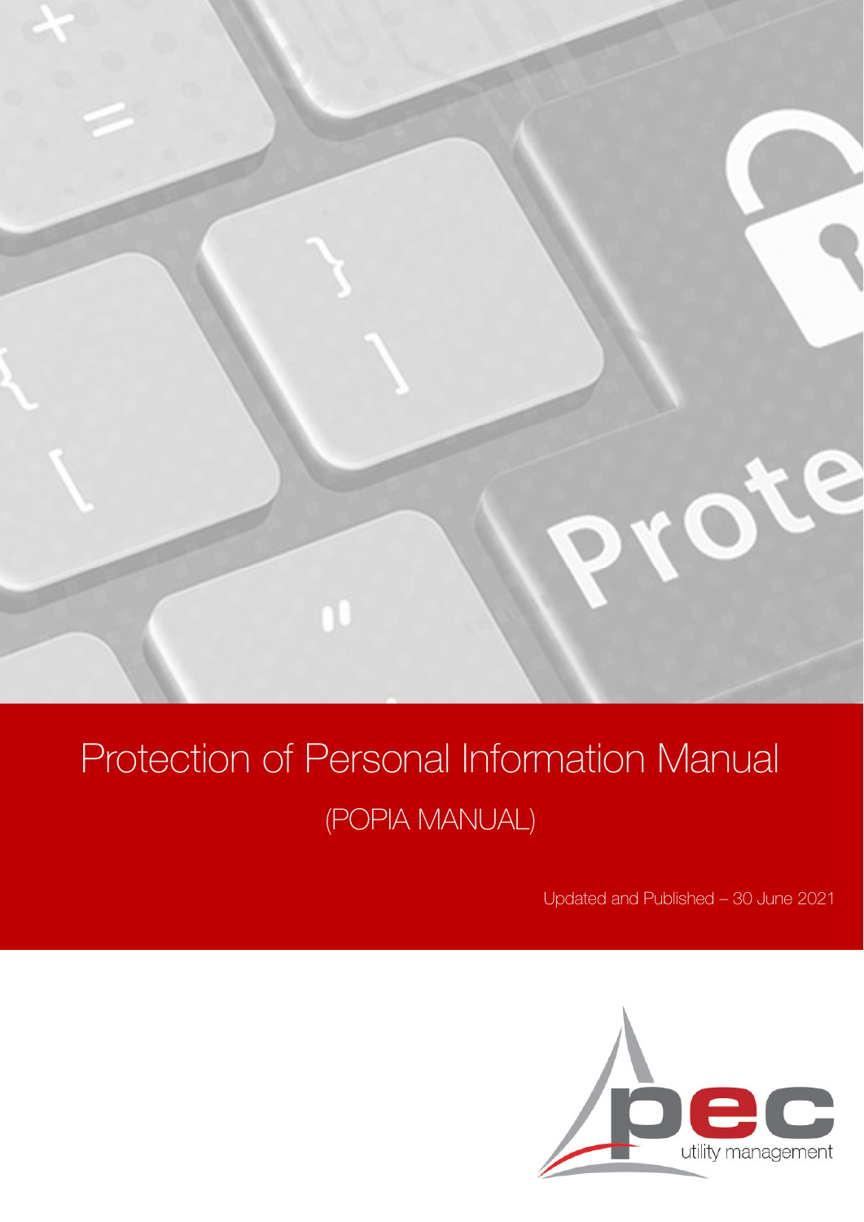# Protection of Personal Information Manual

(POPIA MANUAL)

Updated and Published – 30 June 2021

pec

utility management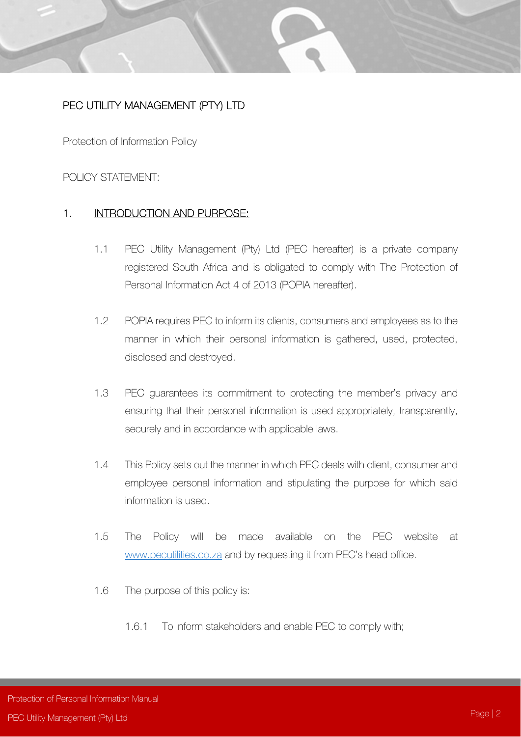PEC UTILITY MANAGEMENT (PTY) LTD

Protection of Information Policy

POLICY STATEMENT:

## 1. INTRODUCTION AND PURPOSE:

1.1 PEC Utility Management (Pty) Ltd (PEC hereafter) is a private company registered South Africa and is obligated to comply with The Protection of Personal Information Act 4 of 2013 (POPIA hereafter).

1.2 POPIA requires PEC to inform its clients, consumers and employees as to the manner in which their personal information is gathered, used, protected, disclosed and destroyed.

1.3 PEC guarantees its commitment to protecting the member's privacy and ensuring that their personal information is used appropriately, transparently, securely and in accordance with applicable laws.

1.4 This Policy sets out the manner in which PEC deals with client, consumer and employee personal information and stipulating the purpose for which said information is used.

1.5 The Policy will be made available on the PEC website at www.pecutilities.co.za and by requesting it from PEC's head office.

1.6 The purpose of this policy is:

1.6.1 To inform stakeholders and enable PEC to comply with;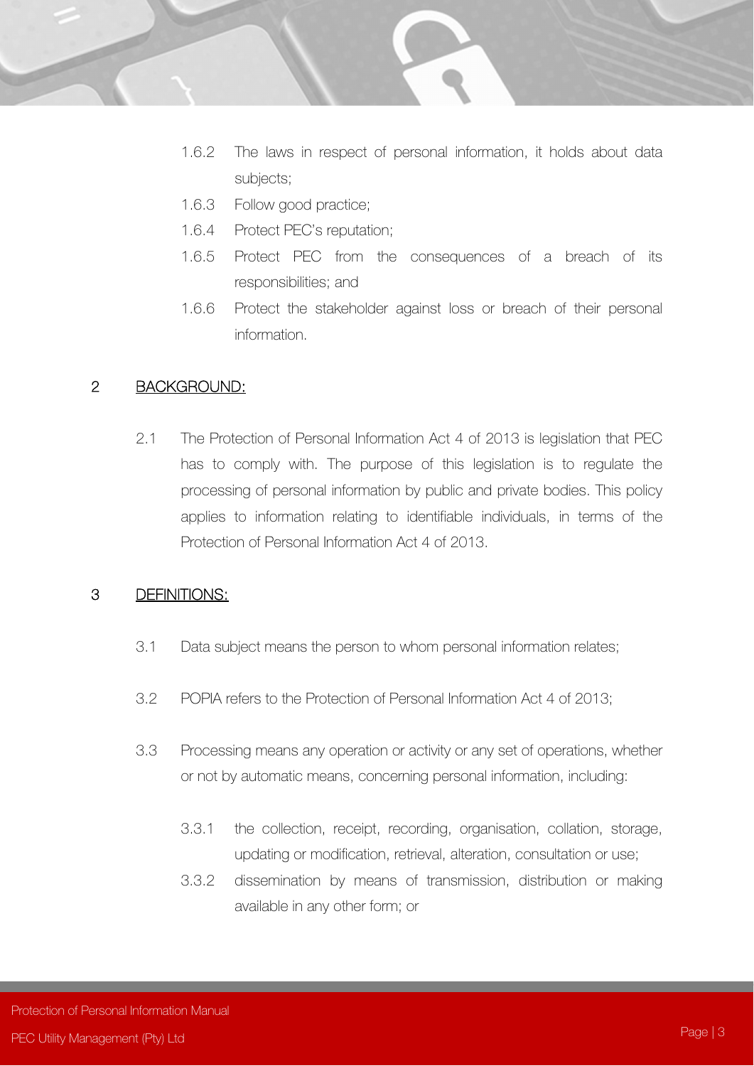1.6.2 The laws in respect of personal information, it holds about data subjects;

1.6.3 Follow good practice;

1.6.4 Protect PEC's reputation;

1.6.5 Protect PEC from the consequences of a breach of its responsibilities; and

1.6.6 Protect the stakeholder against loss or breach of their personal information.

## 2 BACKGROUND:

2.1 The Protection of Personal Information Act 4 of 2013 is legislation that PEC has to comply with. The purpose of this legislation is to regulate the processing of personal information by public and private bodies. This policy applies to information relating to identifiable individuals, in terms of the Protection of Personal Information Act 4 of 2013.

## 3 DEFINITIONS:

3.1 Data subject means the person to whom personal information relates;

3.2 POPIA refers to the Protection of Personal Information Act 4 of 2013;

3.3 Processing means any operation or activity or any set of operations, whether or not by automatic means, concerning personal information, including:

3.3.1 the collection, receipt, recording, organisation, collation, storage, updating or modification, retrieval, alteration, consultation or use;

3.3.2 dissemination by means of transmission, distribution or making available in any other form; or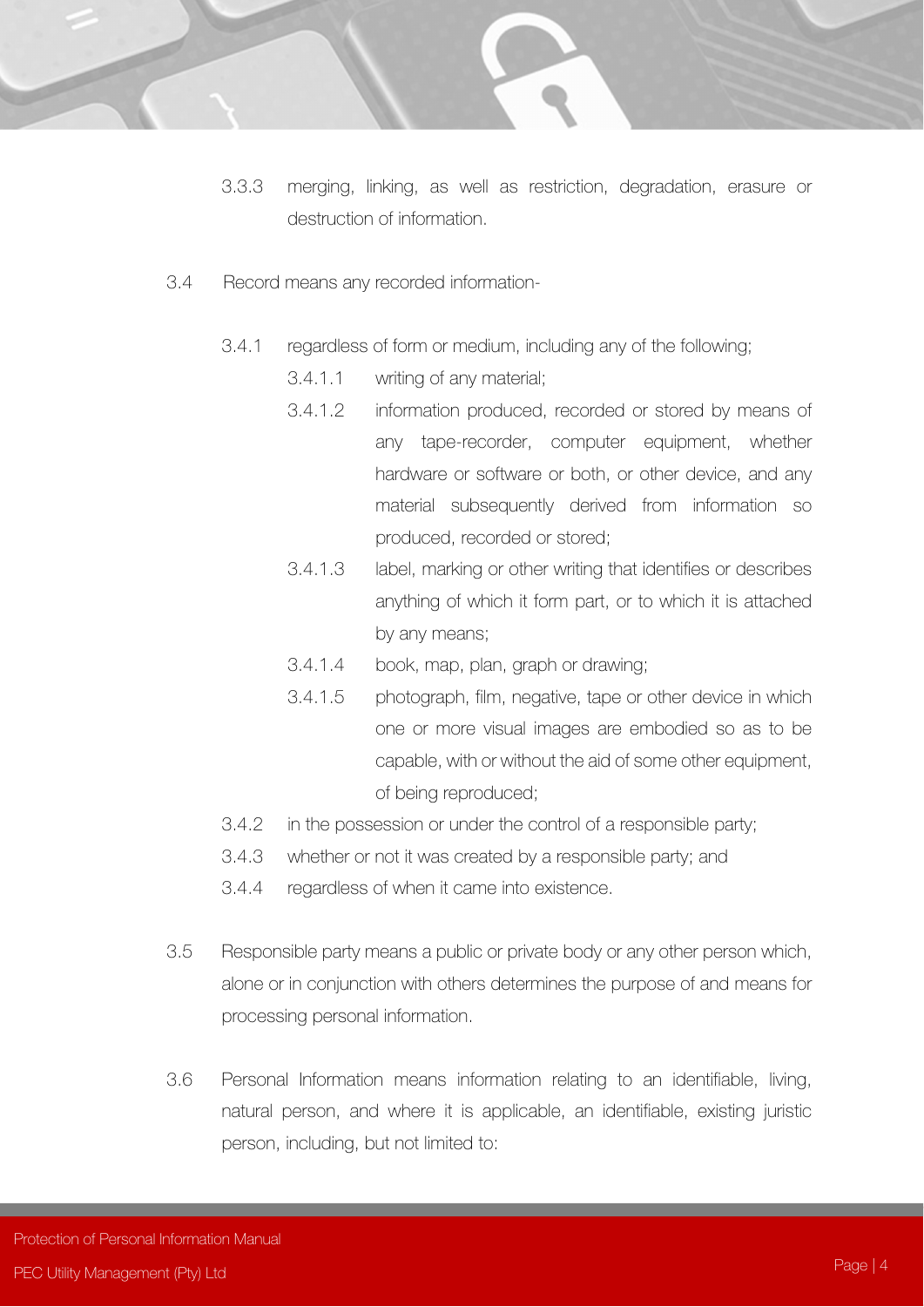3.3.3 merging, linking, as well as restriction, degradation, erasure or destruction of information.

3.4 Record means any recorded information-

3.4.1 regardless of form or medium, including any of the following;

3.4.1.1 writing of any material;

3.4.1.2 information produced, recorded or stored by means of any tape-recorder, computer equipment, whether hardware or software or both, or other device, and any material subsequently derived from information so produced, recorded or stored;

3.4.1.3 label, marking or other writing that identifies or describes anything of which it form part, or to which it is attached by any means;

3.4.1.4 book, map, plan, graph or drawing;

3.4.1.5 photograph, film, negative, tape or other device in which one or more visual images are embodied so as to be capable, with or without the aid of some other equipment, of being reproduced;

3.4.2 in the possession or under the control of a responsible party;

3.4.3 whether or not it was created by a responsible party; and

3.4.4 regardless of when it came into existence.

3.5 Responsible party means a public or private body or any other person which, alone or in conjunction with others determines the purpose of and means for processing personal information.

3.6 Personal Information means information relating to an identifiable, living, natural person, and where it is applicable, an identifiable, existing juristic person, including, but not limited to: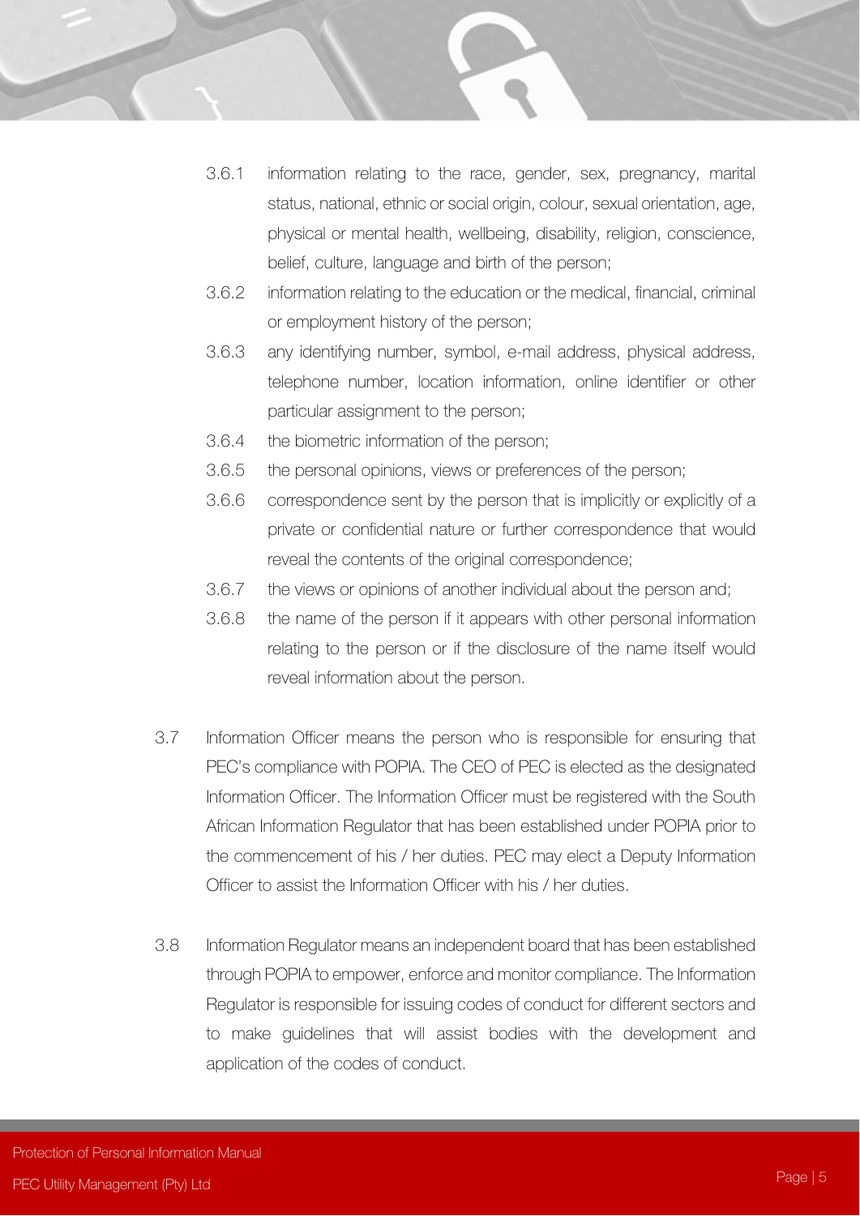3.6.1 information relating to the race, gender, sex, pregnancy, marital status, national, ethnic or social origin, colour, sexual orientation, age, physical or mental health, wellbeing, disability, religion, conscience, belief, culture, language and birth of the person;

3.6.2 information relating to the education or the medical, financial, criminal or employment history of the person;

3.6.3 any identifying number, symbol, e-mail address, physical address, telephone number, location information, online identifier or other particular assignment to the person;

3.6.4 the biometric information of the person;

3.6.5 the personal opinions, views or preferences of the person;

3.6.6 correspondence sent by the person that is implicitly or explicitly of a private or confidential nature or further correspondence that would reveal the contents of the original correspondence;

3.6.7 the views or opinions of another individual about the person and;

3.6.8 the name of the person if it appears with other personal information relating to the person or if the disclosure of the name itself would reveal information about the person.

3.7 Information Officer means the person who is responsible for ensuring that PEC's compliance with POPIA. The CEO of PEC is elected as the designated Information Officer. The Information Officer must be registered with the South African Information Regulator that has been established under POPIA prior to the commencement of his / her duties. PEC may elect a Deputy Information Officer to assist the Information Officer with his / her duties.

3.8 Information Regulator means an independent board that has been established through POPIA to empower, enforce and monitor compliance. The Information Regulator is responsible for issuing codes of conduct for different sectors and to make guidelines that will assist bodies with the development and application of the codes of conduct.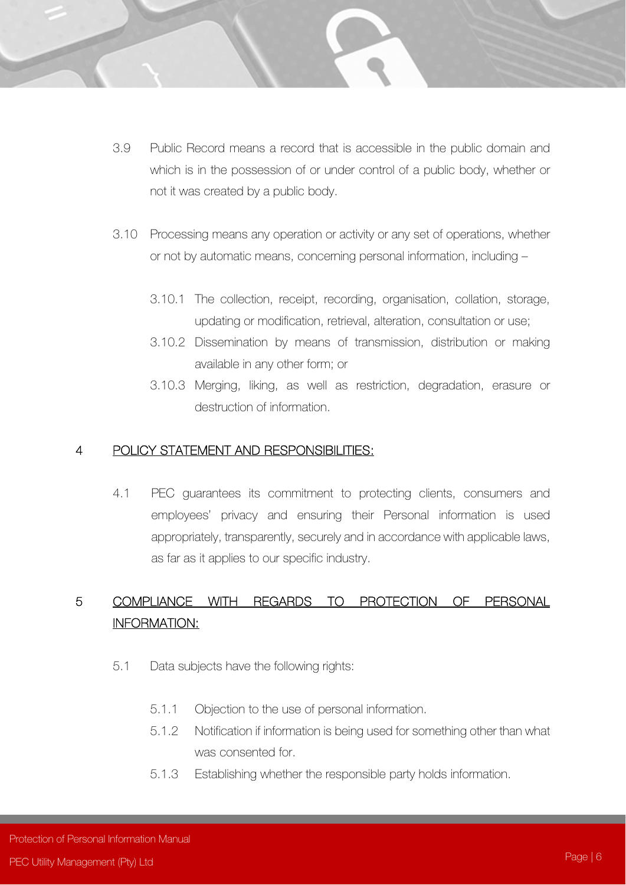3.9 Public Record means a record that is accessible in the public domain and which is in the possession of or under control of a public body, whether or not it was created by a public body.

3.10 Processing means any operation or activity or any set of operations, whether or not by automatic means, concerning personal information, including –

3.10.1 The collection, receipt, recording, organisation, collation, storage, updating or modification, retrieval, alteration, consultation or use;

3.10.2 Dissemination by means of transmission, distribution or making available in any other form; or

3.10.3 Merging, liking, as well as restriction, degradation, erasure or destruction of information.

## 4 POLICY STATEMENT AND RESPONSIBILITIES:

4.1 PEC guarantees its commitment to protecting clients, consumers and employees' privacy and ensuring their Personal information is used appropriately, transparently, securely and in accordance with applicable laws, as far as it applies to our specific industry.

## 5 COMPLIANCE WITH REGARDS TO PROTECTION OF PERSONAL INFORMATION:

5.1 Data subjects have the following rights:

5.1.1 Objection to the use of personal information.

5.1.2 Notification if information is being used for something other than what was consented for.

5.1.3 Establishing whether the responsible party holds information.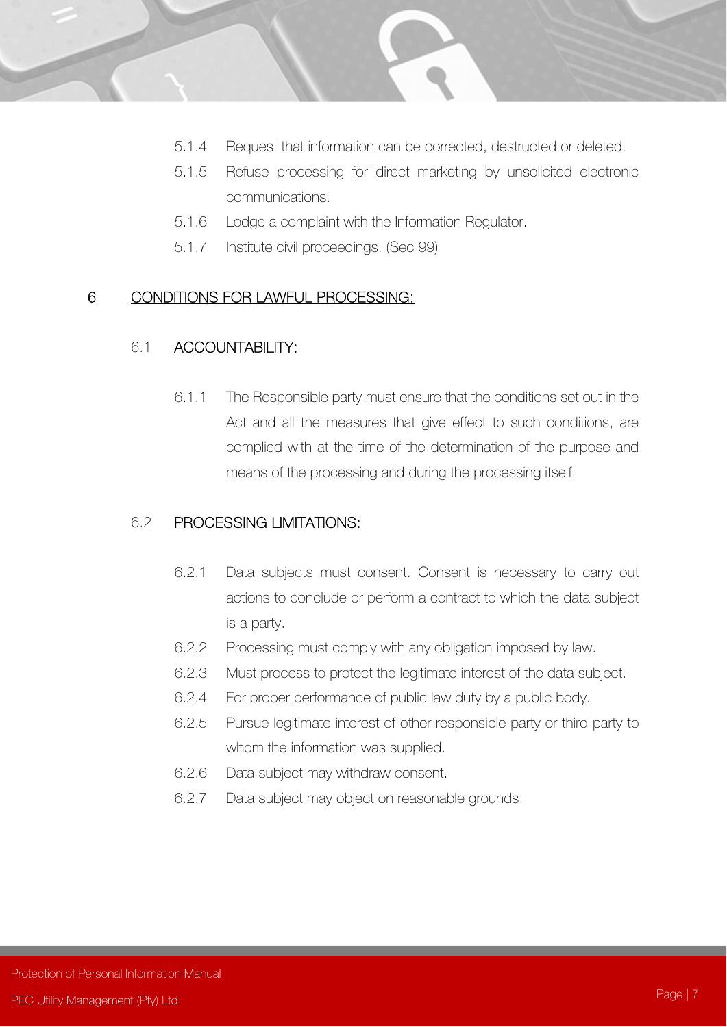5.1.4 Request that information can be corrected, destructed or deleted.

5.1.5 Refuse processing for direct marketing by unsolicited electronic communications.

5.1.6 Lodge a complaint with the Information Regulator.

5.1.7 Institute civil proceedings. (Sec 99)

## 6 CONDITIONS FOR LAWFUL PROCESSING:

### 6.1 ACCOUNTABILITY:

6.1.1 The Responsible party must ensure that the conditions set out in the Act and all the measures that give effect to such conditions, are complied with at the time of the determination of the purpose and means of the processing and during the processing itself.

### 6.2 PROCESSING LIMITATIONS:

6.2.1 Data subjects must consent. Consent is necessary to carry out actions to conclude or perform a contract to which the data subject is a party.

6.2.2 Processing must comply with any obligation imposed by law.

6.2.3 Must process to protect the legitimate interest of the data subject.

6.2.4 For proper performance of public law duty by a public body.

6.2.5 Pursue legitimate interest of other responsible party or third party to whom the information was supplied.

6.2.6 Data subject may withdraw consent.

6.2.7 Data subject may object on reasonable grounds.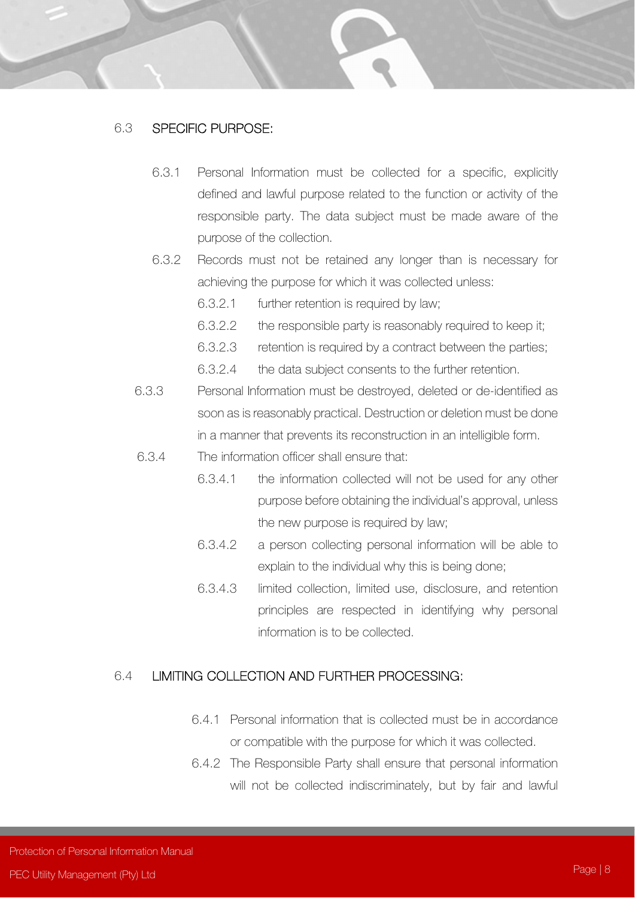## 6.3 SPECIFIC PURPOSE:

6.3.1 Personal Information must be collected for a specific, explicitly defined and lawful purpose related to the function or activity of the responsible party. The data subject must be made aware of the purpose of the collection.

6.3.2 Records must not be retained any longer than is necessary for achieving the purpose for which it was collected unless:

- 6.3.2.1 further retention is required by law;
- 6.3.2.2 the responsible party is reasonably required to keep it;
- 6.3.2.3 retention is required by a contract between the parties;
- 6.3.2.4 the data subject consents to the further retention.

6.3.3 Personal Information must be destroyed, deleted or de-identified as soon as is reasonably practical. Destruction or deletion must be done in a manner that prevents its reconstruction in an intelligible form.

6.3.4 The information officer shall ensure that:

- 6.3.4.1 the information collected will not be used for any other purpose before obtaining the individual's approval, unless the new purpose is required by law;
- 6.3.4.2 a person collecting personal information will be able to explain to the individual why this is being done;
- 6.3.4.3 limited collection, limited use, disclosure, and retention principles are respected in identifying why personal information is to be collected.

## 6.4 LIMITING COLLECTION AND FURTHER PROCESSING:

6.4.1 Personal information that is collected must be in accordance or compatible with the purpose for which it was collected.

6.4.2 The Responsible Party shall ensure that personal information will not be collected indiscriminately, but by fair and lawful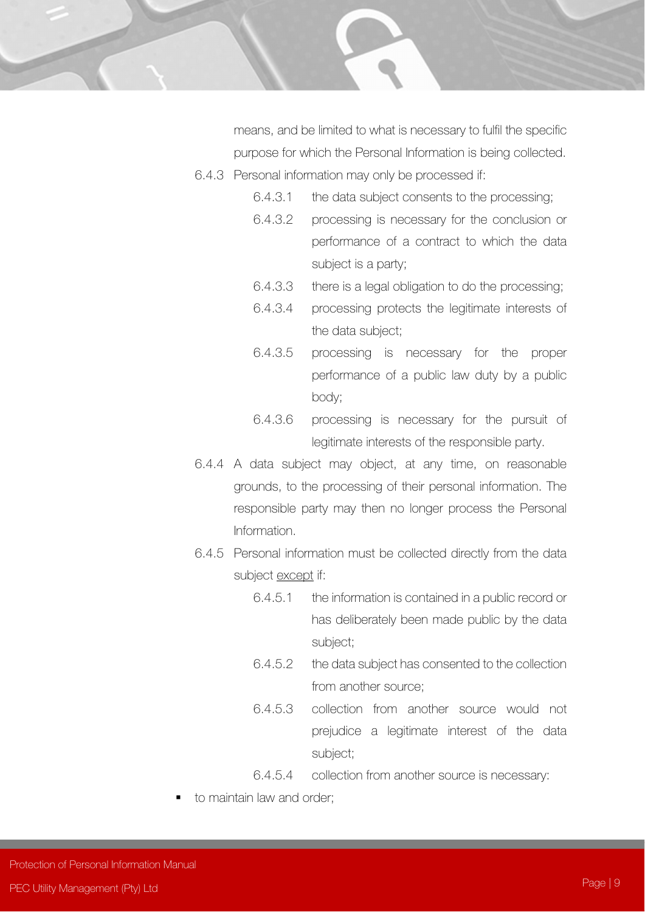means, and be limited to what is necessary to fulfil the specific purpose for which the Personal Information is being collected.

6.4.3 Personal information may only be processed if:

6.4.3.1 the data subject consents to the processing;

6.4.3.2 processing is necessary for the conclusion or performance of a contract to which the data subject is a party;

6.4.3.3 there is a legal obligation to do the processing;

6.4.3.4 processing protects the legitimate interests of the data subject;

6.4.3.5 processing is necessary for the proper performance of a public law duty by a public body;

6.4.3.6 processing is necessary for the pursuit of legitimate interests of the responsible party.

6.4.4 A data subject may object, at any time, on reasonable grounds, to the processing of their personal information. The responsible party may then no longer process the Personal Information.

6.4.5 Personal information must be collected directly from the data subject <u>except</u> if:

6.4.5.1 the information is contained in a public record or has deliberately been made public by the data subject;

6.4.5.2 the data subject has consented to the collection from another source;

6.4.5.3 collection from another source would not prejudice a legitimate interest of the data subject;

6.4.5.4 collection from another source is necessary:

- to maintain law and order;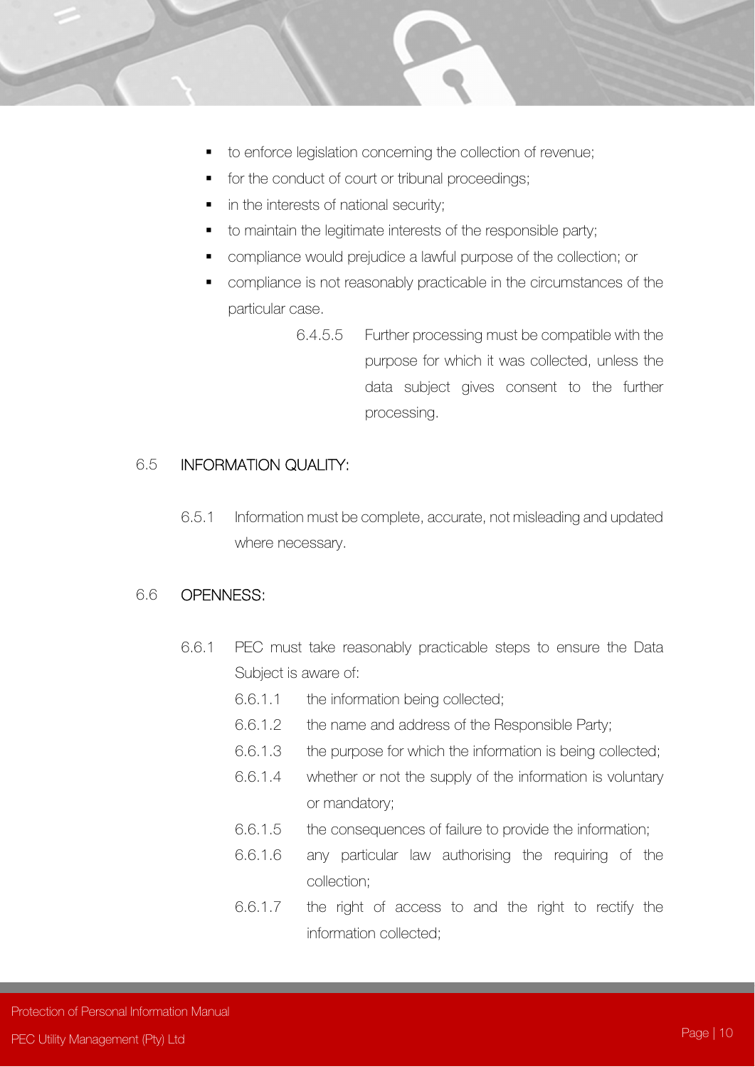- to enforce legislation concerning the collection of revenue;
- for the conduct of court or tribunal proceedings;
- in the interests of national security;
- to maintain the legitimate interests of the responsible party;
- compliance would prejudice a lawful purpose of the collection; or
- compliance is not reasonably practicable in the circumstances of the particular case.

6.4.5.5 Further processing must be compatible with the purpose for which it was collected, unless the data subject gives consent to the further processing.

## 6.5 INFORMATION QUALITY:

6.5.1 Information must be complete, accurate, not misleading and updated where necessary.

## 6.6 OPENNESS:

6.6.1 PEC must take reasonably practicable steps to ensure the Data Subject is aware of:

6.6.1.1 the information being collected;

6.6.1.2 the name and address of the Responsible Party;

6.6.1.3 the purpose for which the information is being collected;

6.6.1.4 whether or not the supply of the information is voluntary or mandatory;

6.6.1.5 the consequences of failure to provide the information;

6.6.1.6 any particular law authorising the requiring of the collection;

6.6.1.7 the right of access to and the right to rectify the information collected;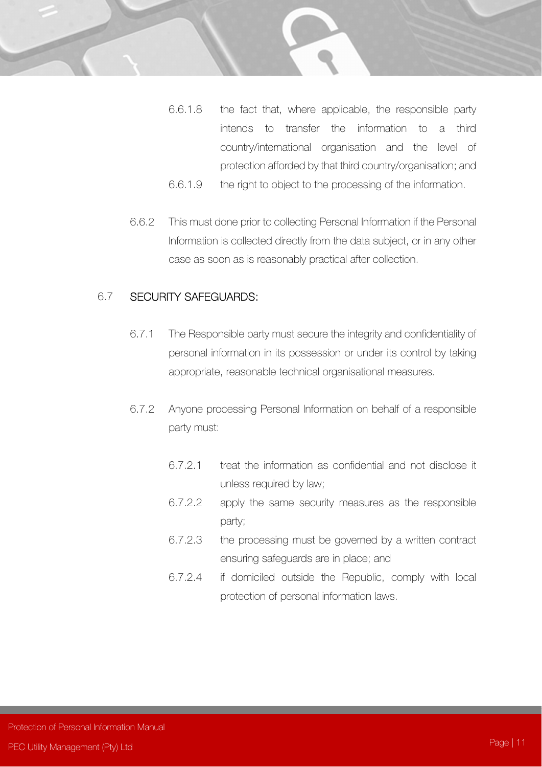6.6.1.8 the fact that, where applicable, the responsible party intends to transfer the information to a third country/international organisation and the level of protection afforded by that third country/organisation; and

6.6.1.9 the right to object to the processing of the information.

6.6.2 This must done prior to collecting Personal Information if the Personal Information is collected directly from the data subject, or in any other case as soon as is reasonably practical after collection.

## 6.7 SECURITY SAFEGUARDS:

6.7.1 The Responsible party must secure the integrity and confidentiality of personal information in its possession or under its control by taking appropriate, reasonable technical organisational measures.

6.7.2 Anyone processing Personal Information on behalf of a responsible party must:

6.7.2.1 treat the information as confidential and not disclose it unless required by law;

6.7.2.2 apply the same security measures as the responsible party;

6.7.2.3 the processing must be governed by a written contract ensuring safeguards are in place; and

6.7.2.4 if domiciled outside the Republic, comply with local protection of personal information laws.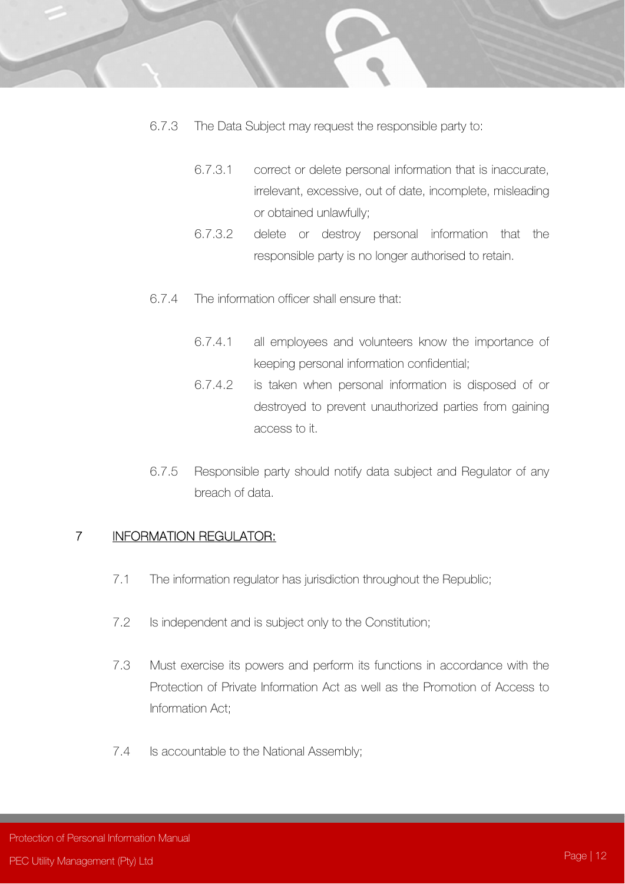6.7.3 The Data Subject may request the responsible party to:

6.7.3.1 correct or delete personal information that is inaccurate, irrelevant, excessive, out of date, incomplete, misleading or obtained unlawfully;

6.7.3.2 delete or destroy personal information that the responsible party is no longer authorised to retain.

6.7.4 The information officer shall ensure that:

6.7.4.1 all employees and volunteers know the importance of keeping personal information confidential;

6.7.4.2 is taken when personal information is disposed of or destroyed to prevent unauthorized parties from gaining access to it.

6.7.5 Responsible party should notify data subject and Regulator of any breach of data.

## 7 INFORMATION REGULATOR:

7.1 The information regulator has jurisdiction throughout the Republic;

7.2 Is independent and is subject only to the Constitution;

7.3 Must exercise its powers and perform its functions in accordance with the Protection of Private Information Act as well as the Promotion of Access to Information Act;

7.4 Is accountable to the National Assembly;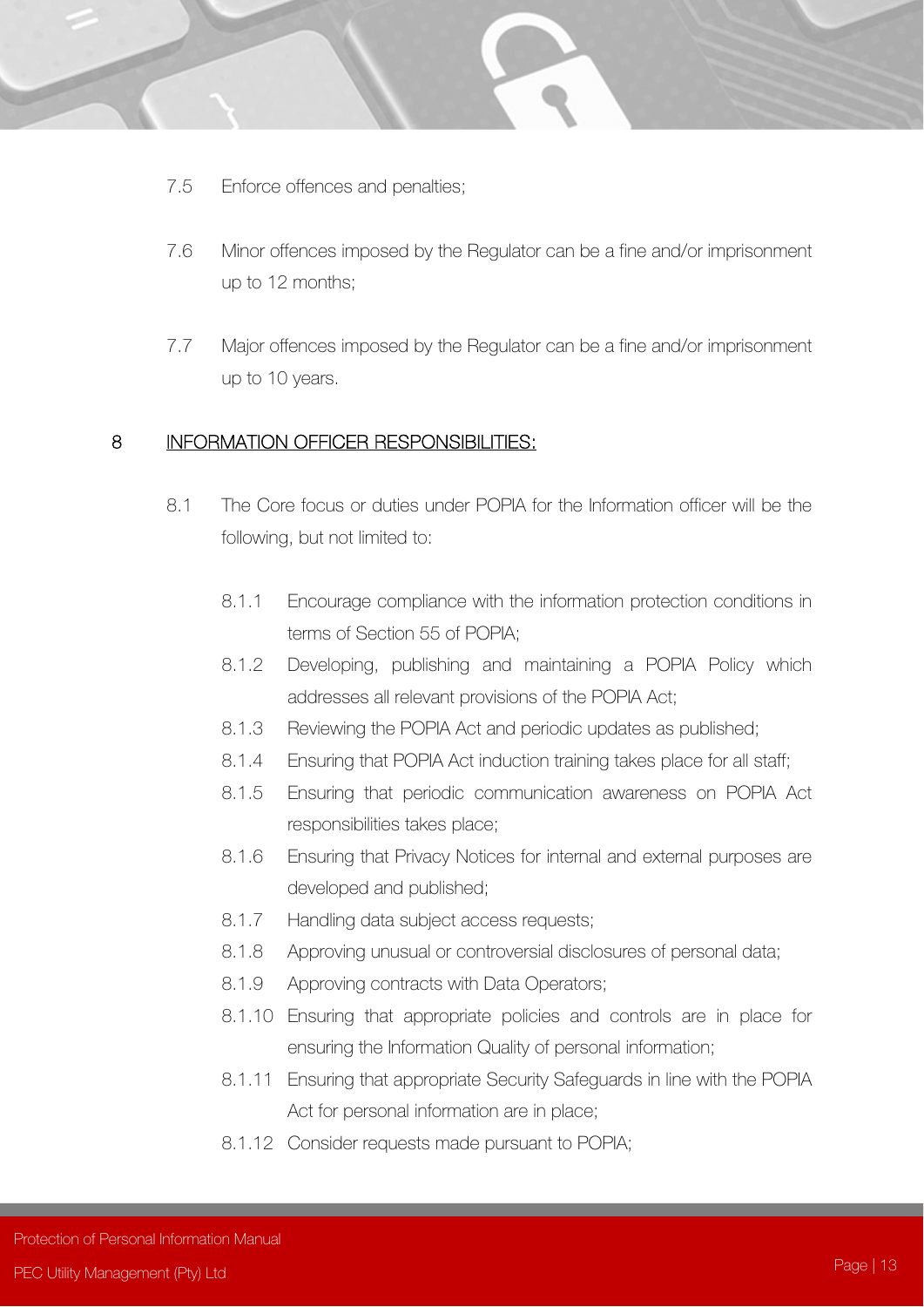7.5 Enforce offences and penalties;

7.6 Minor offences imposed by the Regulator can be a fine and/or imprisonment up to 12 months;

7.7 Major offences imposed by the Regulator can be a fine and/or imprisonment up to 10 years.

## 8 INFORMATION OFFICER RESPONSIBILITIES:

8.1 The Core focus or duties under POPIA for the Information officer will be the following, but not limited to:

8.1.1 Encourage compliance with the information protection conditions in terms of Section 55 of POPIA;

8.1.2 Developing, publishing and maintaining a POPIA Policy which addresses all relevant provisions of the POPIA Act;

8.1.3 Reviewing the POPIA Act and periodic updates as published;

8.1.4 Ensuring that POPIA Act induction training takes place for all staff;

8.1.5 Ensuring that periodic communication awareness on POPIA Act responsibilities takes place;

8.1.6 Ensuring that Privacy Notices for internal and external purposes are developed and published;

8.1.7 Handling data subject access requests;

8.1.8 Approving unusual or controversial disclosures of personal data;

8.1.9 Approving contracts with Data Operators;

8.1.10 Ensuring that appropriate policies and controls are in place for ensuring the Information Quality of personal information;

8.1.11 Ensuring that appropriate Security Safeguards in line with the POPIA Act for personal information are in place;

8.1.12 Consider requests made pursuant to POPIA;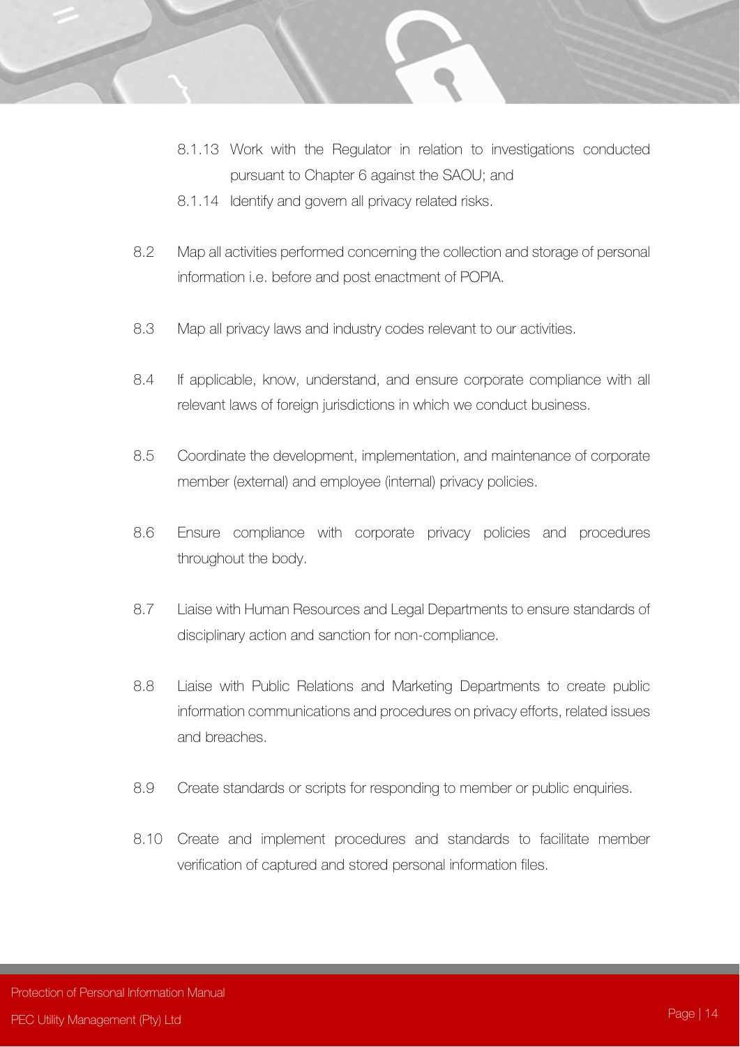8.1.13 Work with the Regulator in relation to investigations conducted pursuant to Chapter 6 against the SAOU; and

8.1.14 Identify and govern all privacy related risks.

8.2 Map all activities performed concerning the collection and storage of personal information i.e. before and post enactment of POPIA.

8.3 Map all privacy laws and industry codes relevant to our activities.

8.4 If applicable, know, understand, and ensure corporate compliance with all relevant laws of foreign jurisdictions in which we conduct business.

8.5 Coordinate the development, implementation, and maintenance of corporate member (external) and employee (internal) privacy policies.

8.6 Ensure compliance with corporate privacy policies and procedures throughout the body.

8.7 Liaise with Human Resources and Legal Departments to ensure standards of disciplinary action and sanction for non-compliance.

8.8 Liaise with Public Relations and Marketing Departments to create public information communications and procedures on privacy efforts, related issues and breaches.

8.9 Create standards or scripts for responding to member or public enquiries.

8.10 Create and implement procedures and standards to facilitate member verification of captured and stored personal information files.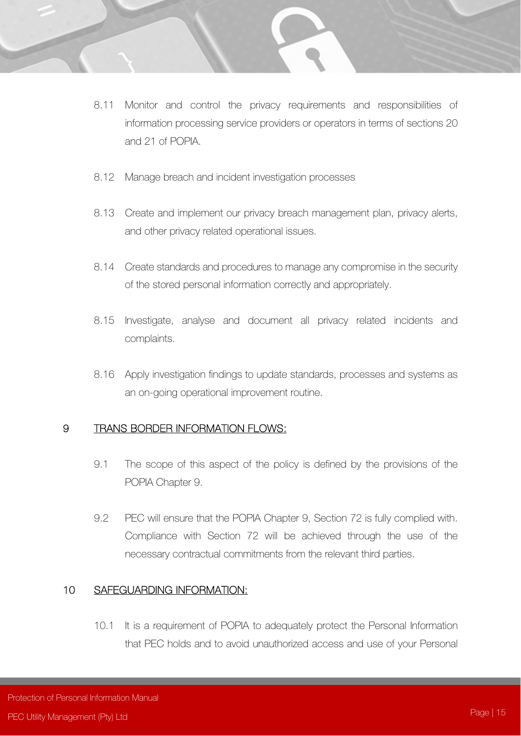8.11 Monitor and control the privacy requirements and responsibilities of information processing service providers or operators in terms of sections 20 and 21 of POPIA.

8.12 Manage breach and incident investigation processes

8.13 Create and implement our privacy breach management plan, privacy alerts, and other privacy related operational issues.

8.14 Create standards and procedures to manage any compromise in the security of the stored personal information correctly and appropriately.

8.15 Investigate, analyse and document all privacy related incidents and complaints.

8.16 Apply investigation findings to update standards, processes and systems as an on-going operational improvement routine.

## 9 TRANS BORDER INFORMATION FLOWS:

9.1 The scope of this aspect of the policy is defined by the provisions of the POPIA Chapter 9.

9.2 PEC will ensure that the POPIA Chapter 9, Section 72 is fully complied with. Compliance with Section 72 will be achieved through the use of the necessary contractual commitments from the relevant third parties.

## 10 SAFEGUARDING INFORMATION:

10.1 It is a requirement of POPIA to adequately protect the Personal Information that PEC holds and to avoid unauthorized access and use of your Personal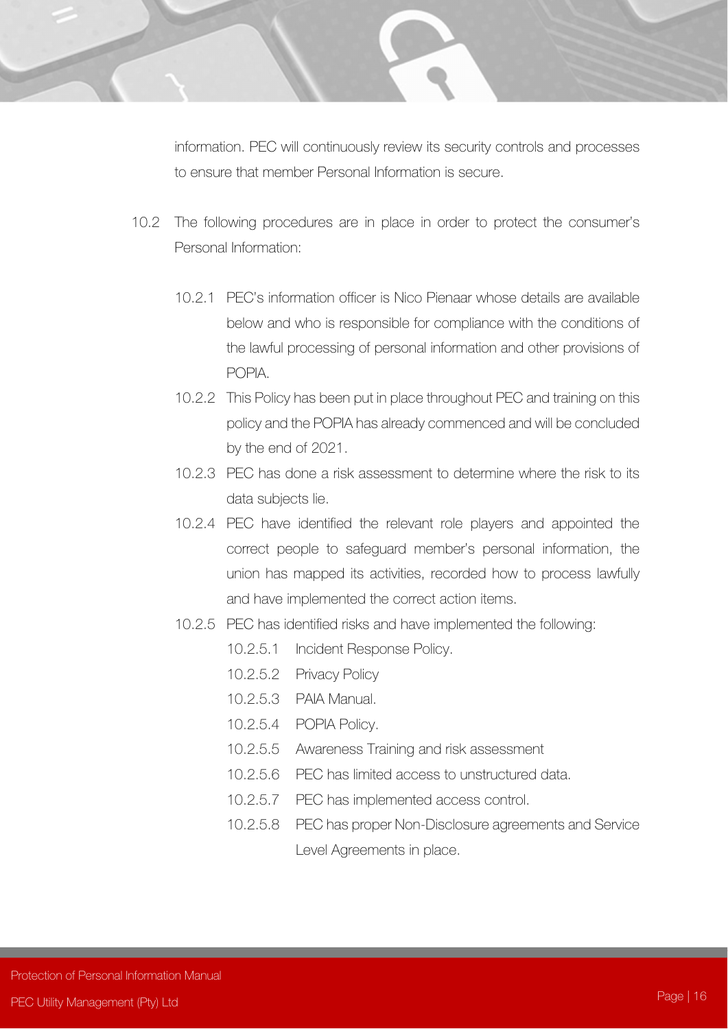information. PEC will continuously review its security controls and processes to ensure that member Personal Information is secure.

10.2 The following procedures are in place in order to protect the consumer's Personal Information:

10.2.1 PEC's information officer is Nico Pienaar whose details are available below and who is responsible for compliance with the conditions of the lawful processing of personal information and other provisions of POPIA.

10.2.2 This Policy has been put in place throughout PEC and training on this policy and the POPIA has already commenced and will be concluded by the end of 2021.

10.2.3 PEC has done a risk assessment to determine where the risk to its data subjects lie.

10.2.4 PEC have identified the relevant role players and appointed the correct people to safeguard member's personal information, the union has mapped its activities, recorded how to process lawfully and have implemented the correct action items.

10.2.5 PEC has identified risks and have implemented the following:

10.2.5.1 Incident Response Policy.

10.2.5.2 Privacy Policy

10.2.5.3 PAIA Manual.

10.2.5.4 POPIA Policy.

10.2.5.5 Awareness Training and risk assessment

10.2.5.6 PEC has limited access to unstructured data.

10.2.5.7 PEC has implemented access control.

10.2.5.8 PEC has proper Non-Disclosure agreements and Service Level Agreements in place.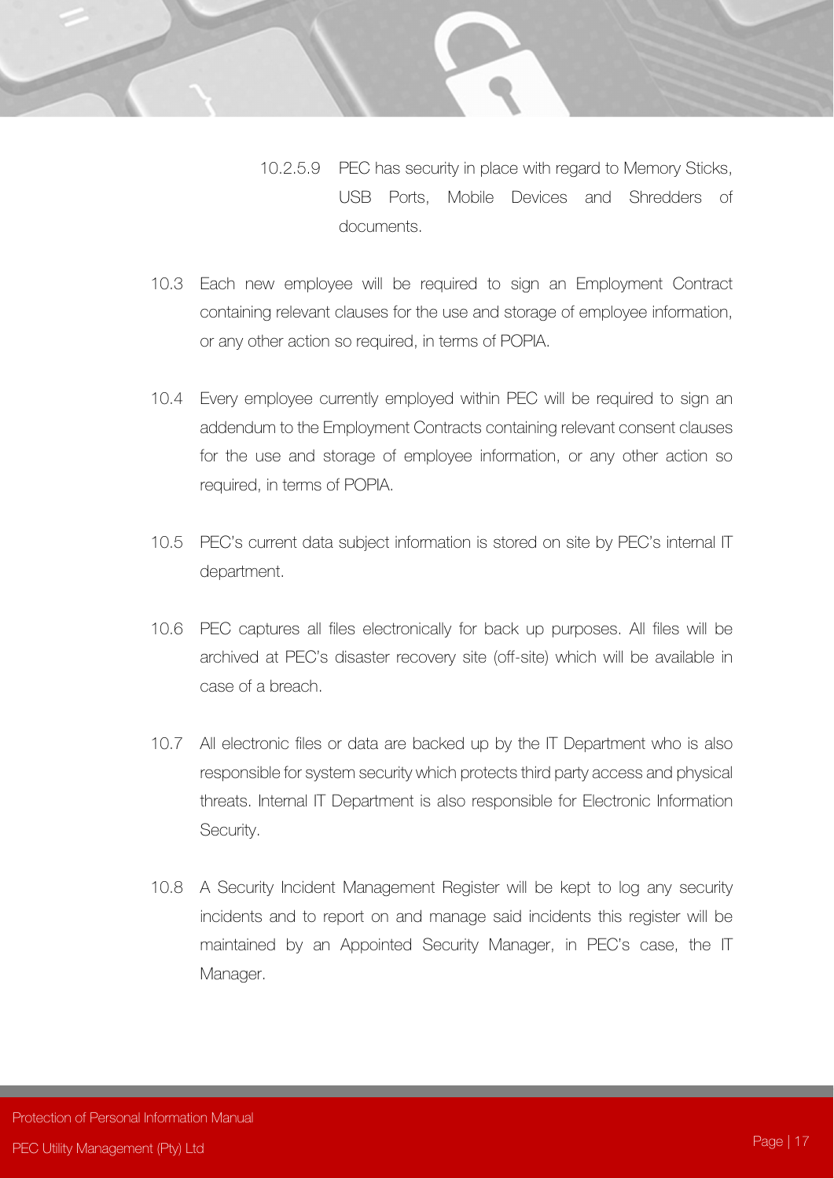10.2.5.9 PEC has security in place with regard to Memory Sticks, USB Ports, Mobile Devices and Shredders of documents.

10.3 Each new employee will be required to sign an Employment Contract containing relevant clauses for the use and storage of employee information, or any other action so required, in terms of POPIA.

10.4 Every employee currently employed within PEC will be required to sign an addendum to the Employment Contracts containing relevant consent clauses for the use and storage of employee information, or any other action so required, in terms of POPIA.

10.5 PEC's current data subject information is stored on site by PEC's internal IT department.

10.6 PEC captures all files electronically for back up purposes. All files will be archived at PEC's disaster recovery site (off-site) which will be available in case of a breach.

10.7 All electronic files or data are backed up by the IT Department who is also responsible for system security which protects third party access and physical threats. Internal IT Department is also responsible for Electronic Information Security.

10.8 A Security Incident Management Register will be kept to log any security incidents and to report on and manage said incidents this register will be maintained by an Appointed Security Manager, in PEC's case, the IT Manager.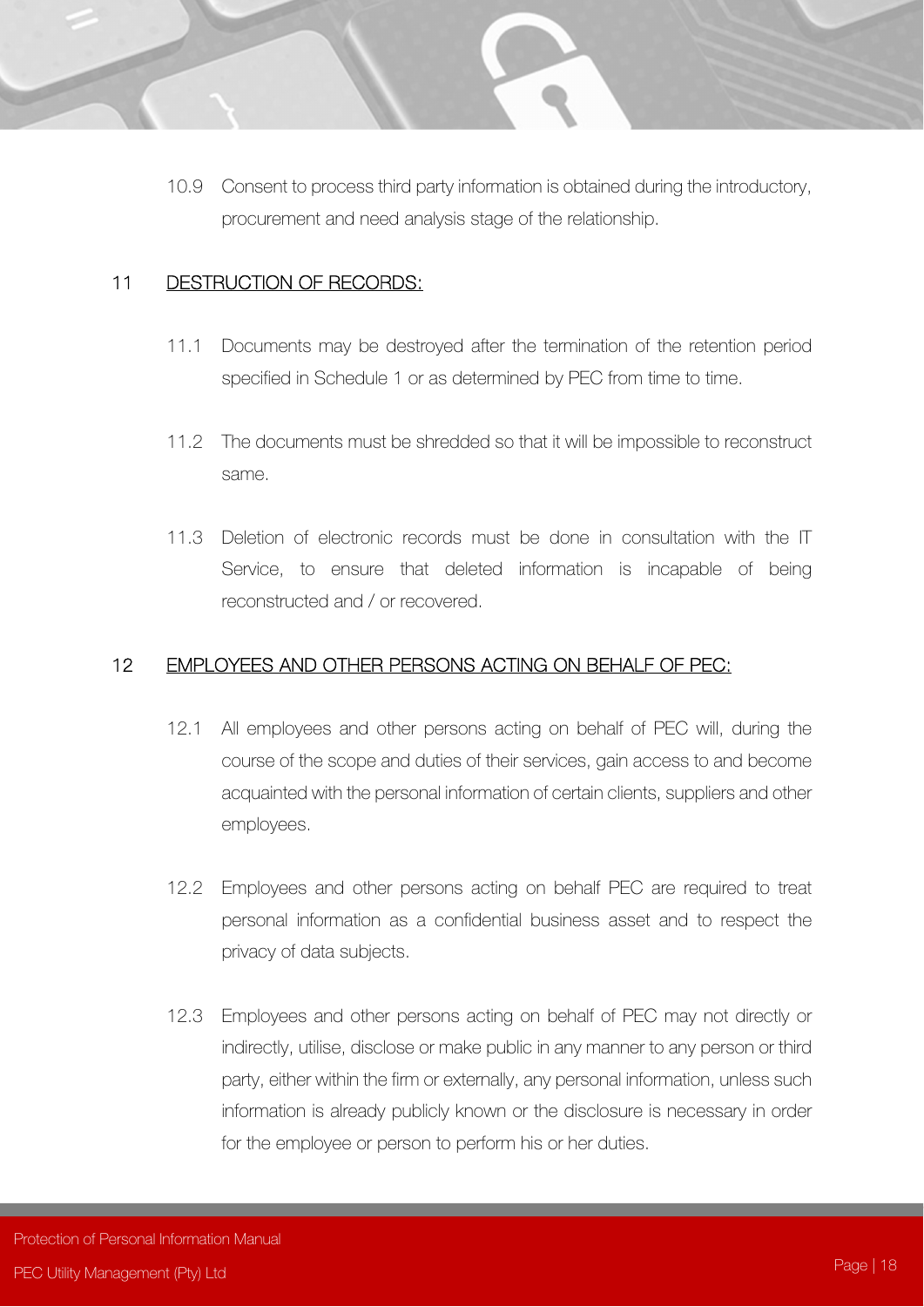10.9 Consent to process third party information is obtained during the introductory, procurement and need analysis stage of the relationship.

## 11 DESTRUCTION OF RECORDS:

11.1 Documents may be destroyed after the termination of the retention period specified in Schedule 1 or as determined by PEC from time to time.

11.2 The documents must be shredded so that it will be impossible to reconstruct same.

11.3 Deletion of electronic records must be done in consultation with the IT Service, to ensure that deleted information is incapable of being reconstructed and / or recovered.

## 12 EMPLOYEES AND OTHER PERSONS ACTING ON BEHALF OF PEC:

12.1 All employees and other persons acting on behalf of PEC will, during the course of the scope and duties of their services, gain access to and become acquainted with the personal information of certain clients, suppliers and other employees.

12.2 Employees and other persons acting on behalf PEC are required to treat personal information as a confidential business asset and to respect the privacy of data subjects.

12.3 Employees and other persons acting on behalf of PEC may not directly or indirectly, utilise, disclose or make public in any manner to any person or third party, either within the firm or externally, any personal information, unless such information is already publicly known or the disclosure is necessary in order for the employee or person to perform his or her duties.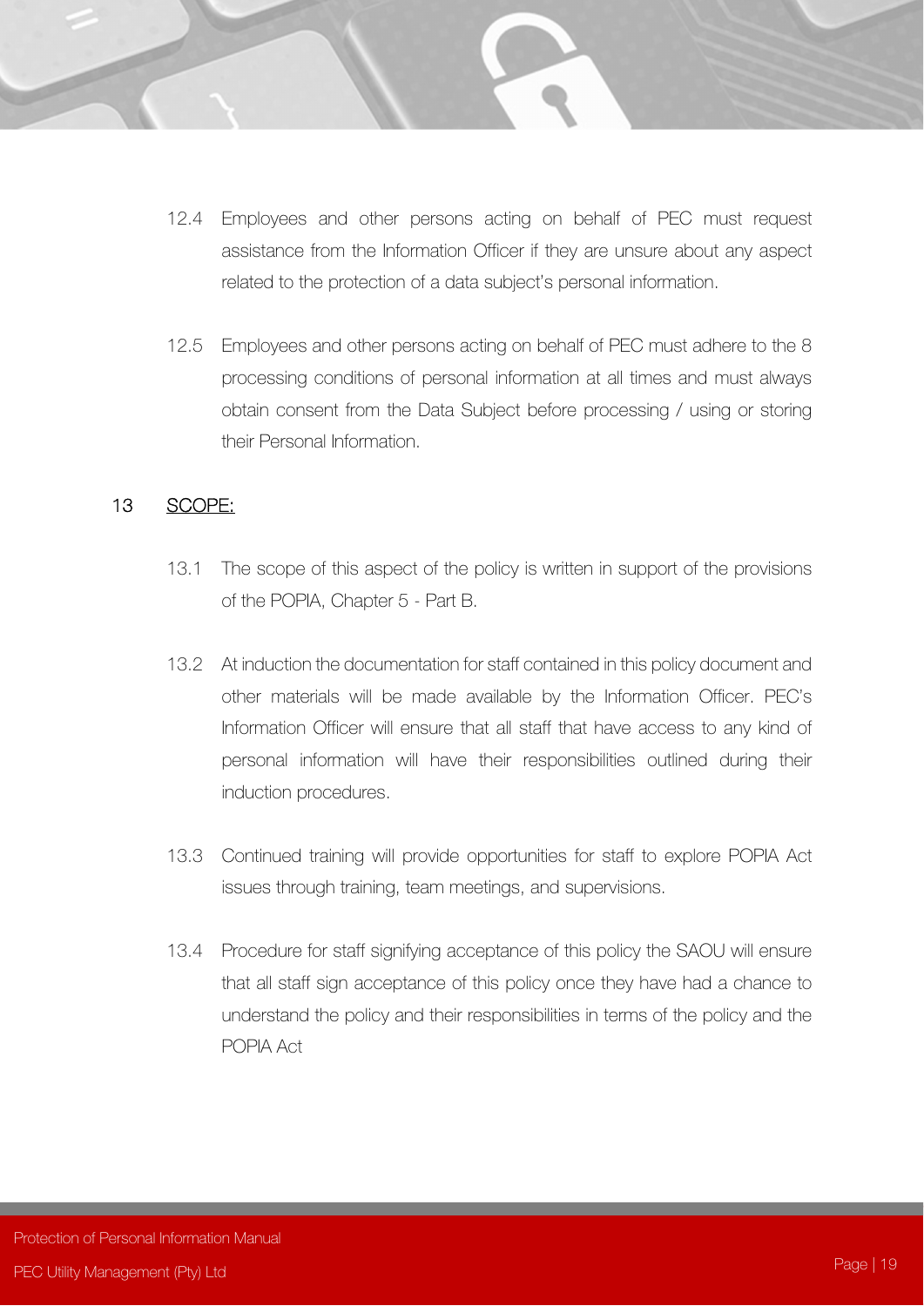12.4 Employees and other persons acting on behalf of PEC must request assistance from the Information Officer if they are unsure about any aspect related to the protection of a data subject's personal information.

12.5 Employees and other persons acting on behalf of PEC must adhere to the 8 processing conditions of personal information at all times and must always obtain consent from the Data Subject before processing / using or storing their Personal Information.

## 13 SCOPE:

13.1 The scope of this aspect of the policy is written in support of the provisions of the POPIA, Chapter 5 - Part B.

13.2 At induction the documentation for staff contained in this policy document and other materials will be made available by the Information Officer. PEC's Information Officer will ensure that all staff that have access to any kind of personal information will have their responsibilities outlined during their induction procedures.

13.3 Continued training will provide opportunities for staff to explore POPIA Act issues through training, team meetings, and supervisions.

13.4 Procedure for staff signifying acceptance of this policy the SAOU will ensure that all staff sign acceptance of this policy once they have had a chance to understand the policy and their responsibilities in terms of the policy and the POPIA Act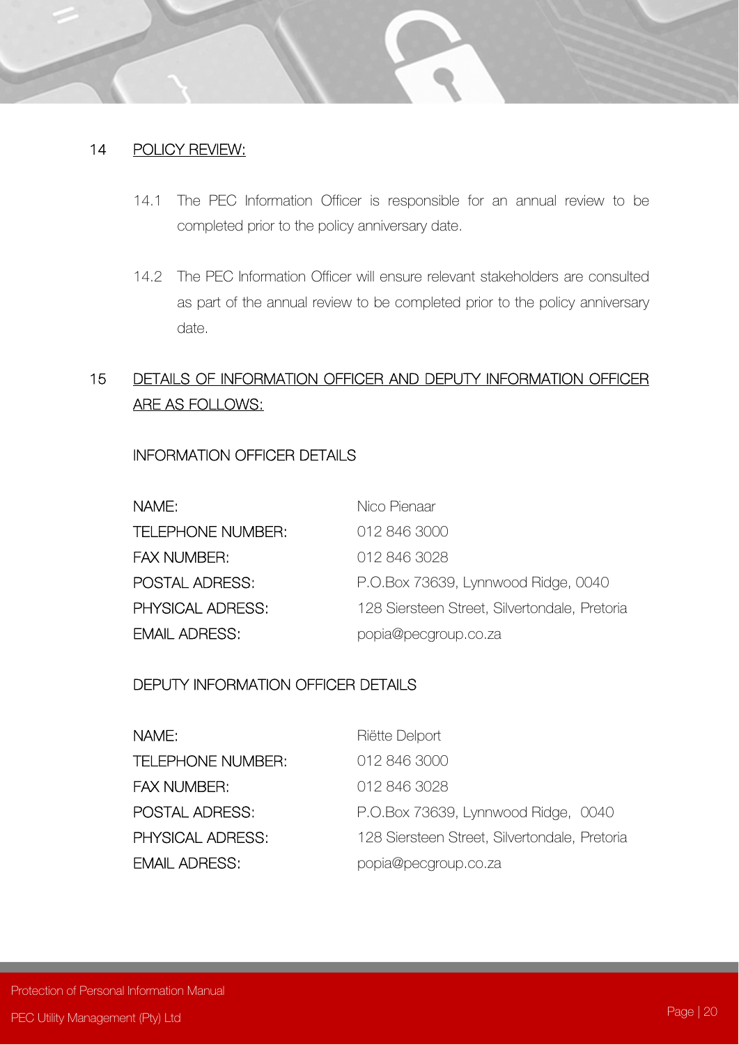## 14 POLICY REVIEW:

14.1 The PEC Information Officer is responsible for an annual review to be completed prior to the policy anniversary date.

14.2 The PEC Information Officer will ensure relevant stakeholders are consulted as part of the annual review to be completed prior to the policy anniversary date.

## 15 DETAILS OF INFORMATION OFFICER AND DEPUTY INFORMATION OFFICER ARE AS FOLLOWS:

INFORMATION OFFICER DETAILS

| | |
|---|---|
| NAME: | Nico Pienaar |
| TELEPHONE NUMBER: | 012 846 3000 |
| FAX NUMBER: | 012 846 3028 |
| POSTAL ADRESS: | P.O.Box 73639, Lynnwood Ridge, 0040 |
| PHYSICAL ADRESS: | 128 Siersteen Street, Silvertondale, Pretoria |
| EMAIL ADRESS: | popia@pecgroup.co.za |

DEPUTY INFORMATION OFFICER DETAILS

| | |
|---|---|
| NAME: | Riëtte Delport |
| TELEPHONE NUMBER: | 012 846 3000 |
| FAX NUMBER: | 012 846 3028 |
| POSTAL ADRESS: | P.O.Box 73639, Lynnwood Ridge, 0040 |
| PHYSICAL ADRESS: | 128 Siersteen Street, Silvertondale, Pretoria |
| EMAIL ADRESS: | popia@pecgroup.co.za |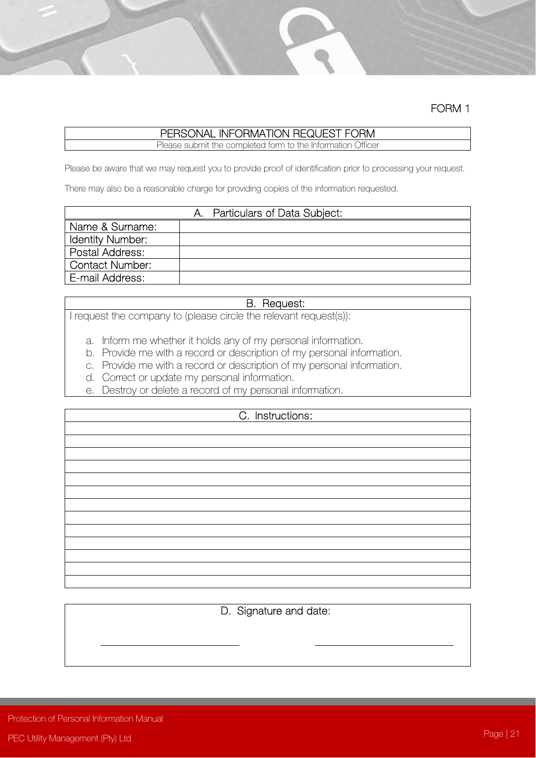FORM 1

| PERSONAL INFORMATION REQUEST FORM |
| --- |
| Please submit the completed form to the Information Officer |

Please be aware that we may request you to provide proof of identification prior to processing your request.

There may also be a reasonable charge for providing copies of the information requested.

| A. Particulars of Data Subject: | |
| --- | --- |
| Name & Surname: | |
| Identity Number: | |
| Postal Address: | |
| Contact Number: | |
| E-mail Address: | |

**B. Request:**

I request the company to (please circle the relevant request(s)):

a. Inform me whether it holds any of my personal information.
b. Provide me with a record or description of my personal information.
c. Provide me with a record or description of my personal information.
d. Correct or update my personal information.
e. Destroy or delete a record of my personal information.

| C. Instructions: |
| --- |
| |
| |
| |
| |
| |
| |
| |
| |
| |
| |
| |
| |
| |

**D. Signature and date:**

\_\_\_\_\_\_\_\_\_\_\_\_\_\_\_\_\_\_\_\_\_\_\_\_\_\_ \_\_\_\_\_\_\_\_\_\_\_\_\_\_\_\_\_\_\_\_\_\_\_\_\_\_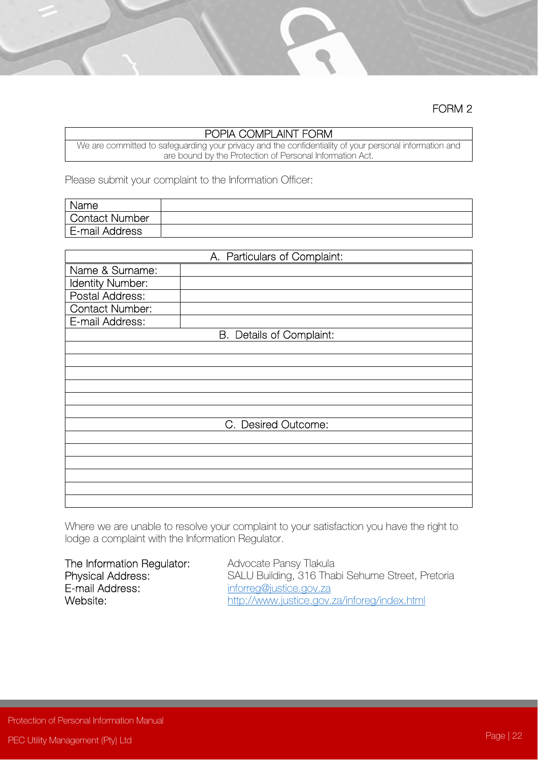FORM 2

| POPIA COMPLAINT FORM |
|---|
| We are committed to safeguarding your privacy and the confidentiality of your personal information and are bound by the Protection of Personal Information Act. |

Please submit your complaint to the Information Officer:

| | |
|---|---|
| Name | |
| Contact Number | |
| E-mail Address | |

| A. Particulars of Complaint: | |
|---|---|
| Name & Surname: | |
| Identity Number: | |
| Postal Address: | |
| Contact Number: | |
| E-mail Address: | |
| B. Details of Complaint: | |
| | |
| | |
| | |
| | |
| | |
| | |
| C. Desired Outcome: | |
| | |
| | |
| | |
| | |
| | |
| | |

Where we are unable to resolve your complaint to your satisfaction you have the right to lodge a complaint with the Information Regulator.

| | |
|---|---|
| The Information Regulator: | Advocate Pansy Tlakula |
| Physical Address: | SALU Building, 316 Thabi Sehume Street, Pretoria |
| E-mail Address: | inforreg@justice.gov.za |
| Website: | http://www.justice.gov.za/inforeg/index.html |